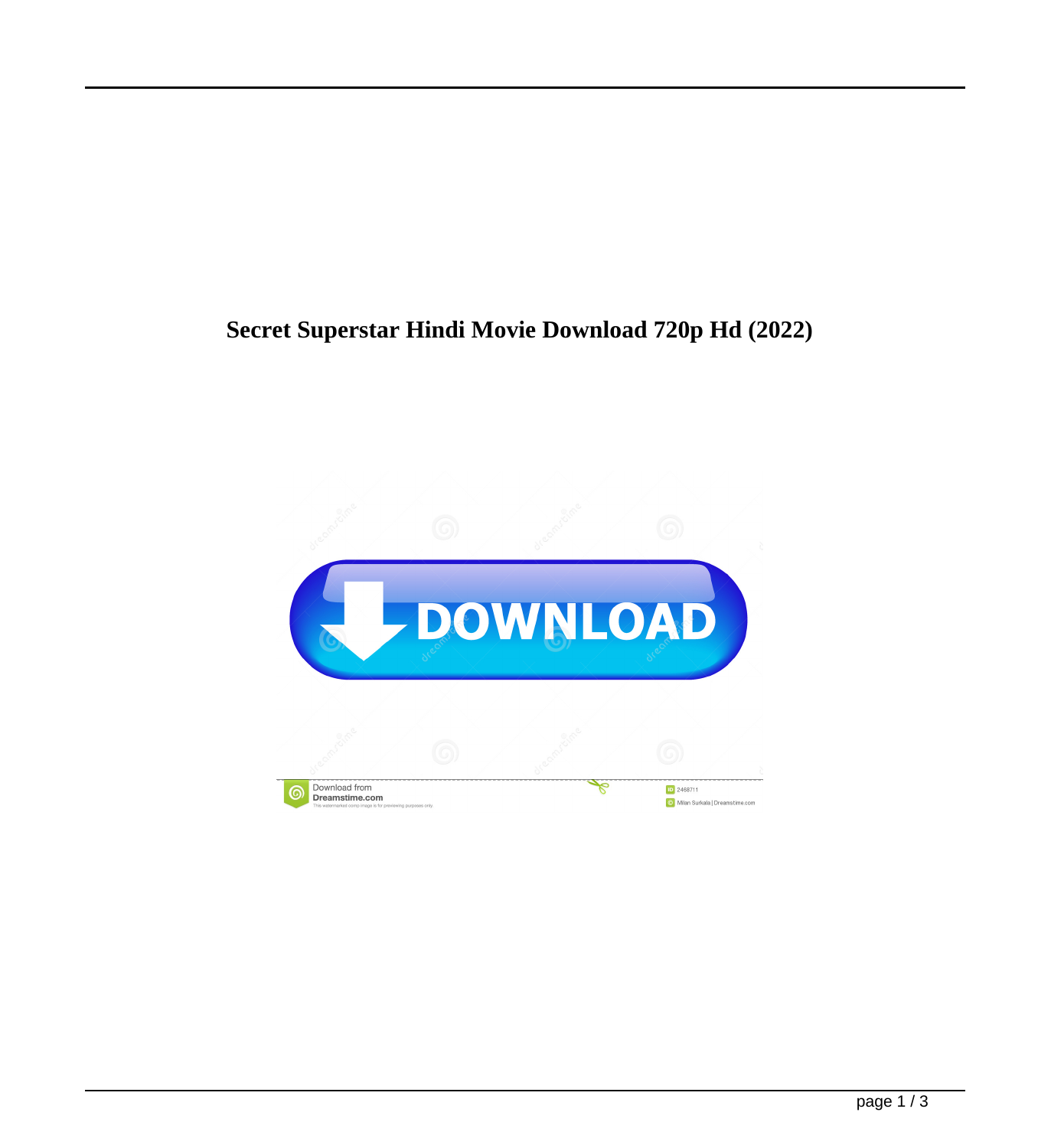# Secret Superstar Hindi Movie Download 720p Hd (2022)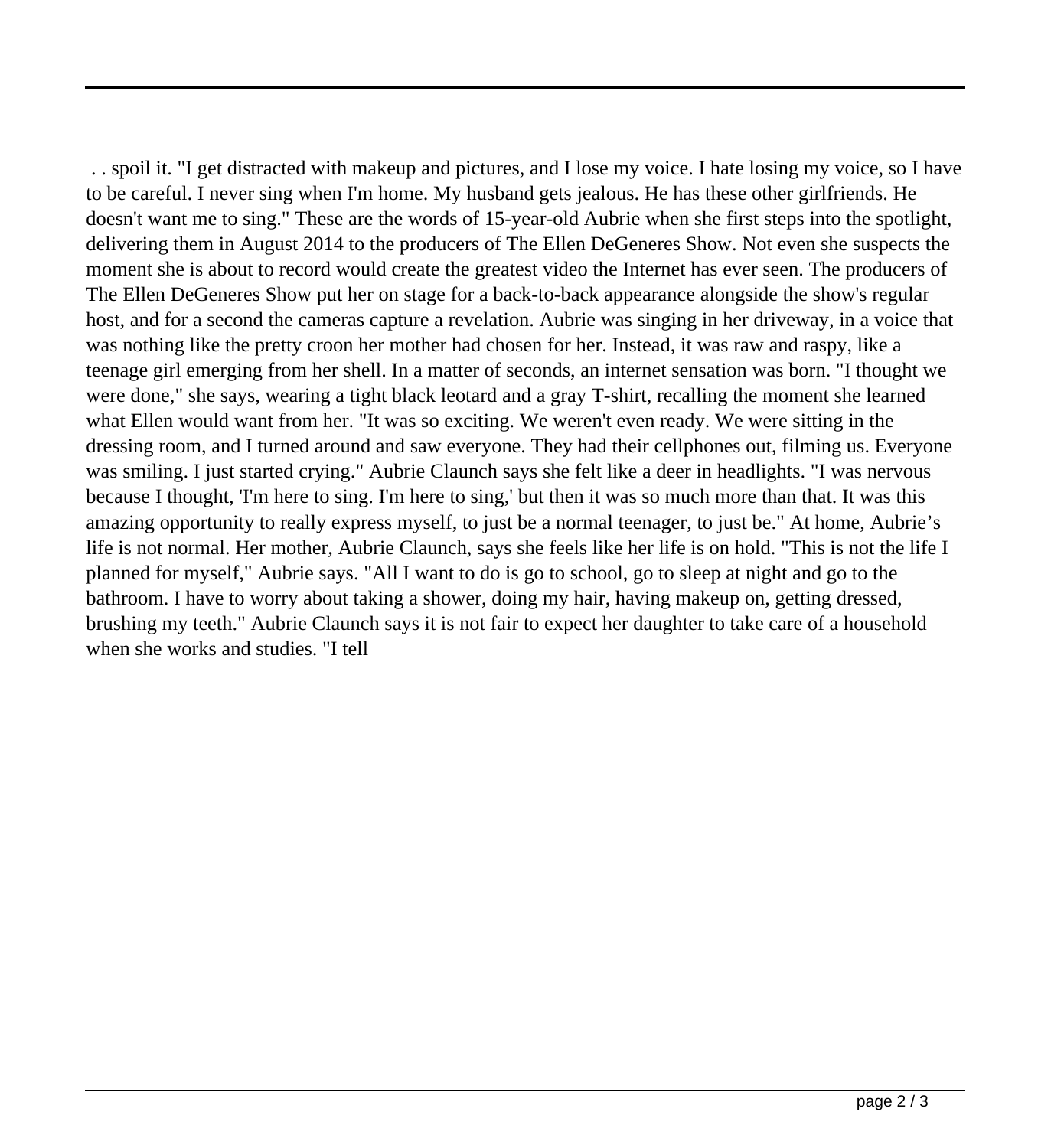. . spoil it. "I get distracted with makeup and pictures, and I lose my voice. I hate losing my voice, so I have to be careful. I never sing when I'm home. My husband gets jealous. He has these other girlfriends. He doesn't want me to sing." These are the words of 15-year-old Aubrie when she first steps into the spotlight, delivering them in August 2014 to the producers of The Ellen DeGeneres Show. Not even she suspects the moment she is about to record would create the greatest video the Internet has ever seen. The producers of The Ellen DeGeneres Show put her on stage for a back-to-back appearance alongside the show's regular host, and for a second the cameras capture a revelation. Aubrie was singing in her driveway, in a voice that was nothing like the pretty croon her mother had chosen for her. Instead, it was raw and raspy, like a teenage girl emerging from her shell. In a matter of seconds, an internet sensation was born. "I thought we were done," she says, wearing a tight black leotard and a gray T-shirt, recalling the moment she learned what Ellen would want from her. "It was so exciting. We weren't even ready. We were sitting in the dressing room, and I turned around and saw everyone. They had their cellphones out, filming us. Everyone was smiling. I just started crying." Aubrie Claunch says she felt like a deer in headlights. "I was nervous because I thought, 'I'm here to sing. I'm here to sing,' but then it was so much more than that. It was this amazing opportunity to really express myself, to just be a normal teenager, to just be." At home, Aubrie's life is not normal. Her mother, Aubrie Claunch, says she feels like her life is on hold. "This is not the life I planned for myself," Aubrie says. "All I want to do is go to school, go to sleep at night and go to the bathroom. I have to worry about taking a shower, doing my hair, having makeup on, getting dressed, brushing my teeth." Aubrie Claunch says it is not fair to expect her daughter to take care of a household when she works and studies. "I tell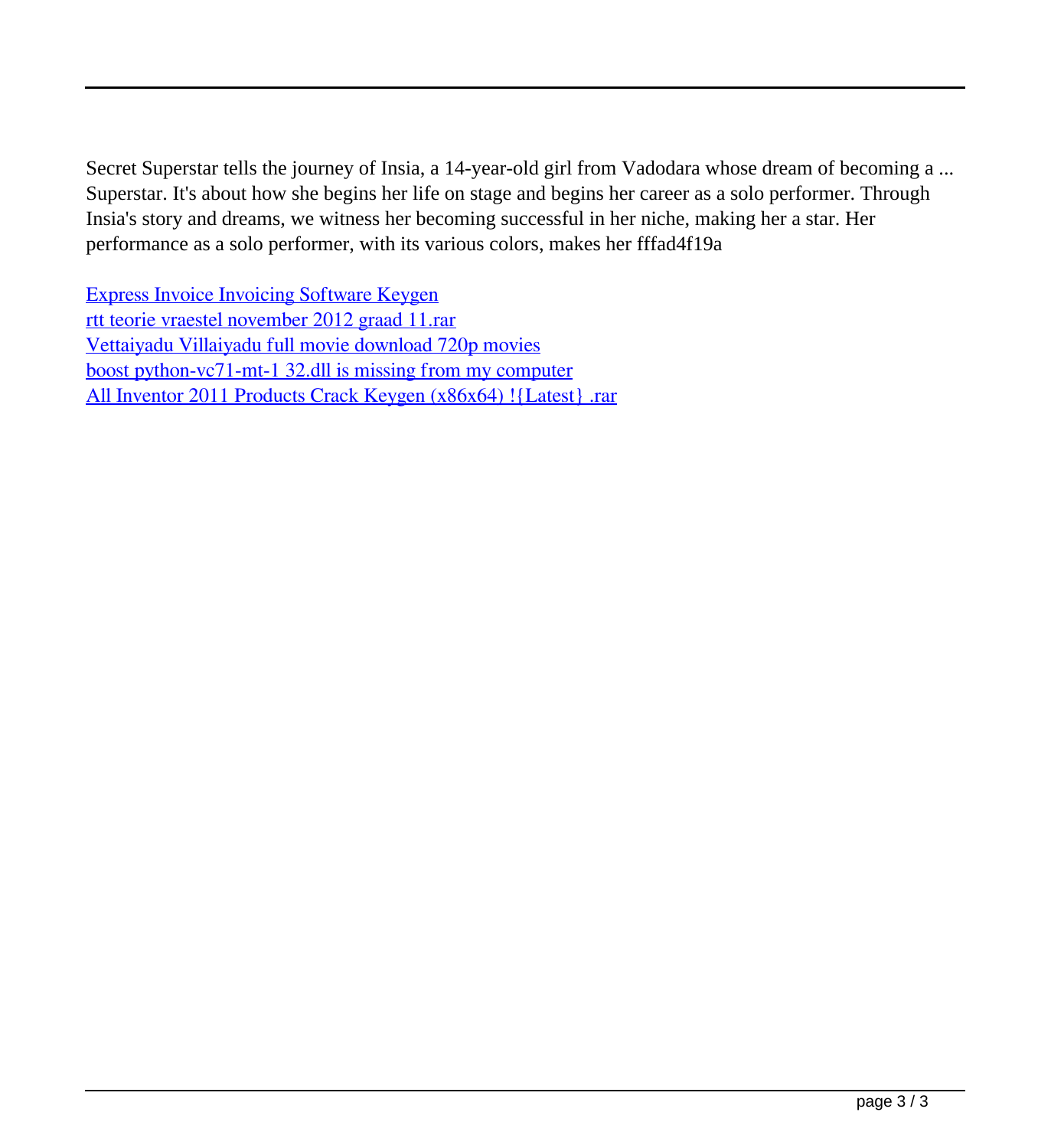Secret Superstar tells the journey of Insia, a 14-year-old girl from Vadodara whose dream of becoming a ... Superstar. It's about how she begins her life on stage and begins her career as a solo performer. Through Insia's story and dreams, we witness her becoming successful in her niche, making her a star. Her performance as a solo performer, with its various colors, makes her fffad4f19a

Express Invoice Invoicing Software Keygen
rtt teorie vraestel november 2012 graad 11.rar
Vettaiyadu Villaiyadu full movie download 720p movies
boost python-vc71-mt-1 32.dll is missing from my computer
All Inventor 2011 Products Crack Keygen (x86x64) !{Latest} .rar